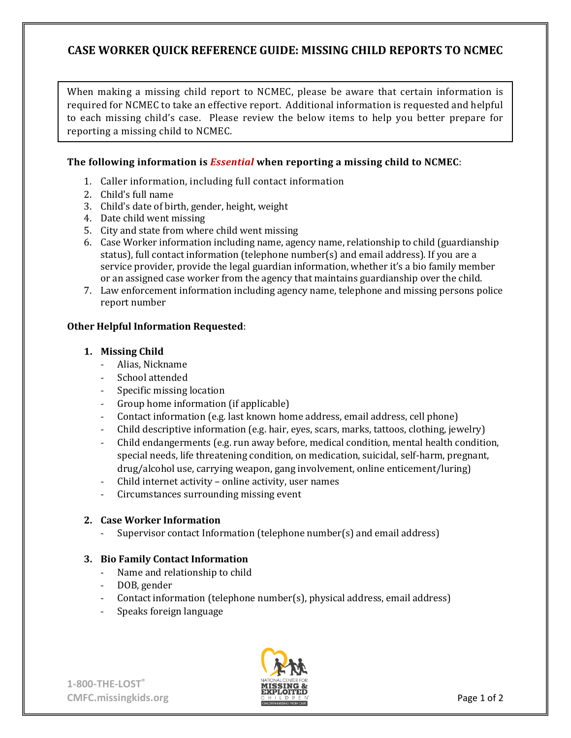# CASE WORKER QUICK REFERENCE GUIDE: MISSING CHILD REPORTS TO NCMEC

When making a missing child report to NCMEC, please be aware that certain information is required for NCMEC to take an effective report. Additional information is requested and helpful to each missing child's case. Please review the below items to help you better prepare for reporting a missing child to NCMEC.

**The following information is *Essential* when reporting a missing child to NCMEC**:

1. Caller information, including full contact information
2. Child's full name
3. Child's date of birth, gender, height, weight
4. Date child went missing
5. City and state from where child went missing
6. Case Worker information including name, agency name, relationship to child (guardianship status), full contact information (telephone number(s) and email address). If you are a service provider, provide the legal guardian information, whether it's a bio family member or an assigned case worker from the agency that maintains guardianship over the child.
7. Law enforcement information including agency name, telephone and missing persons police report number

**Other Helpful Information Requested**:

1. **Missing Child**
    - Alias, Nickname
    - School attended
    - Specific missing location
    - Group home information (if applicable)
    - Contact information (e.g. last known home address, email address, cell phone)
    - Child descriptive information (e.g. hair, eyes, scars, marks, tattoos, clothing, jewelry)
    - Child endangerments (e.g. run away before, medical condition, mental health condition, special needs, life threatening condition, on medication, suicidal, self-harm, pregnant, drug/alcohol use, carrying weapon, gang involvement, online enticement/luring)
    - Child internet activity – online activity, user names
    - Circumstances surrounding missing event

2. **Case Worker Information**
    - Supervisor contact Information (telephone number(s) and email address)

3. **Bio Family Contact Information**
    - Name and relationship to child
    - DOB, gender
    - Contact information (telephone number(s), physical address, email address)
    - Speaks foreign language

1-800-THE-LOST®
CMFC.missingkids.org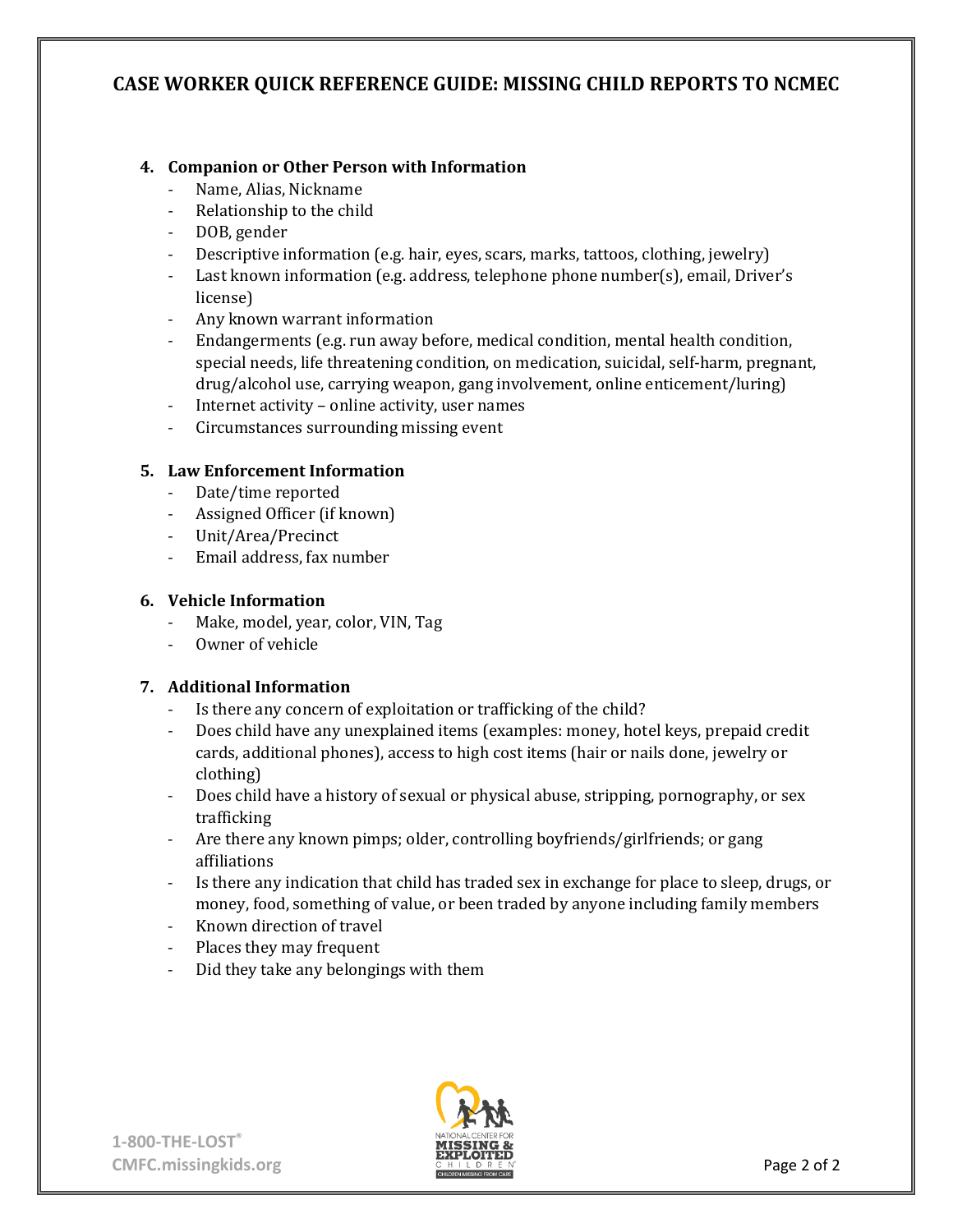## CASE WORKER QUICK REFERENCE GUIDE: MISSING CHILD REPORTS TO NCMEC

4. **Companion or Other Person with Information**
   - Name, Alias, Nickname
   - Relationship to the child
   - DOB, gender
   - Descriptive information (e.g. hair, eyes, scars, marks, tattoos, clothing, jewelry)
   - Last known information (e.g. address, telephone phone number(s), email, Driver's license)
   - Any known warrant information
   - Endangerments (e.g. run away before, medical condition, mental health condition, special needs, life threatening condition, on medication, suicidal, self-harm, pregnant, drug/alcohol use, carrying weapon, gang involvement, online enticement/luring)
   - Internet activity – online activity, user names
   - Circumstances surrounding missing event

5. **Law Enforcement Information**
   - Date/time reported
   - Assigned Officer (if known)
   - Unit/Area/Precinct
   - Email address, fax number

6. **Vehicle Information**
   - Make, model, year, color, VIN, Tag
   - Owner of vehicle

7. **Additional Information**
   - Is there any concern of exploitation or trafficking of the child?
   - Does child have any unexplained items (examples: money, hotel keys, prepaid credit cards, additional phones), access to high cost items (hair or nails done, jewelry or clothing)
   - Does child have a history of sexual or physical abuse, stripping, pornography, or sex trafficking
   - Are there any known pimps; older, controlling boyfriends/girlfriends; or gang affiliations
   - Is there any indication that child has traded sex in exchange for place to sleep, drugs, or money, food, something of value, or been traded by anyone including family members
   - Known direction of travel
   - Places they may frequent
   - Did they take any belongings with them

**1-800-THE-LOST®**
**CMFC.missingkids.org**

NATIONAL CENTER FOR MISSING & EXPLOITED CHILDREN
CHILDREN MISSING FROM CARE